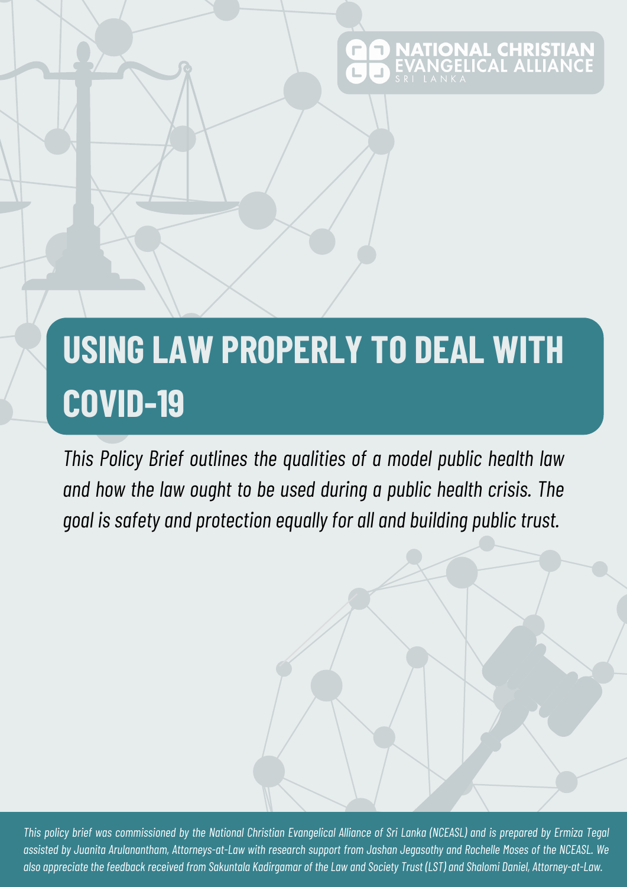NATIONAL CHRISTIAN EVANGELICAL ALLIANCE
SRI LANKA

# USING LAW PROPERLY TO DEAL WITH COVID-19

*This Policy Brief outlines the qualities of a model public health law and how the law ought to be used during a public health crisis. The goal is safety and protection equally for all and building public trust.*

*This policy brief was commissioned by the National Christian Evangelical Alliance of Sri Lanka (NCEASL) and is prepared by Ermiza Tegal assisted by Juanita Arulanantham, Attorneys-at-Law with research support from Jashan Jegasothy and Rochelle Moses of the NCEASL. We also appreciate the feedback received from Sakuntala Kadirgamar of the Law and Society Trust (LST) and Shalomi Daniel, Attorney-at-Law.*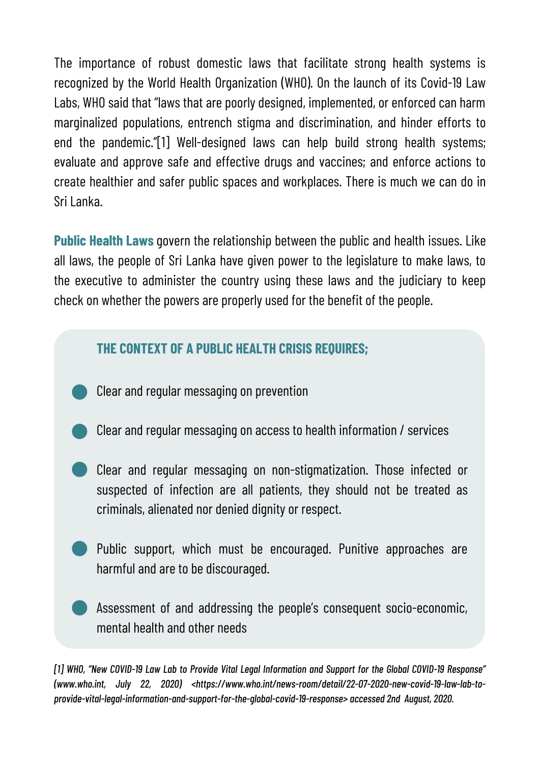The importance of robust domestic laws that facilitate strong health systems is recognized by the World Health Organization (WHO). On the launch of its Covid-19 Law Labs, WHO said that "laws that are poorly designed, implemented, or enforced can harm marginalized populations, entrench stigma and discrimination, and hinder efforts to end the pandemic."[1] Well-designed laws can help build strong health systems; evaluate and approve safe and effective drugs and vaccines; and enforce actions to create healthier and safer public spaces and workplaces. There is much we can do in Sri Lanka.

**Public Health Laws** govern the relationship between the public and health issues. Like all laws, the people of Sri Lanka have given power to the legislature to make laws, to the executive to administer the country using these laws and the judiciary to keep check on whether the powers are properly used for the benefit of the people.

### THE CONTEXT OF A PUBLIC HEALTH CRISIS REQUIRES;

- Clear and regular messaging on prevention
- Clear and regular messaging on access to health information / services
- Clear and regular messaging on non-stigmatization. Those infected or suspected of infection are all patients, they should not be treated as criminals, alienated nor denied dignity or respect.
- Public support, which must be encouraged. Punitive approaches are harmful and are to be discouraged.
- Assessment of and addressing the people's consequent socio-economic, mental health and other needs

*[1] WHO, "New COVID-19 Law Lab to Provide Vital Legal Information and Support for the Global COVID-19 Response" (www.who.int, July 22, 2020) <https://www.who.int/news-room/detail/22-07-2020-new-covid-19-law-lab-to-provide-vital-legal-information-and-support-for-the-global-covid-19-response> accessed 2nd August, 2020.*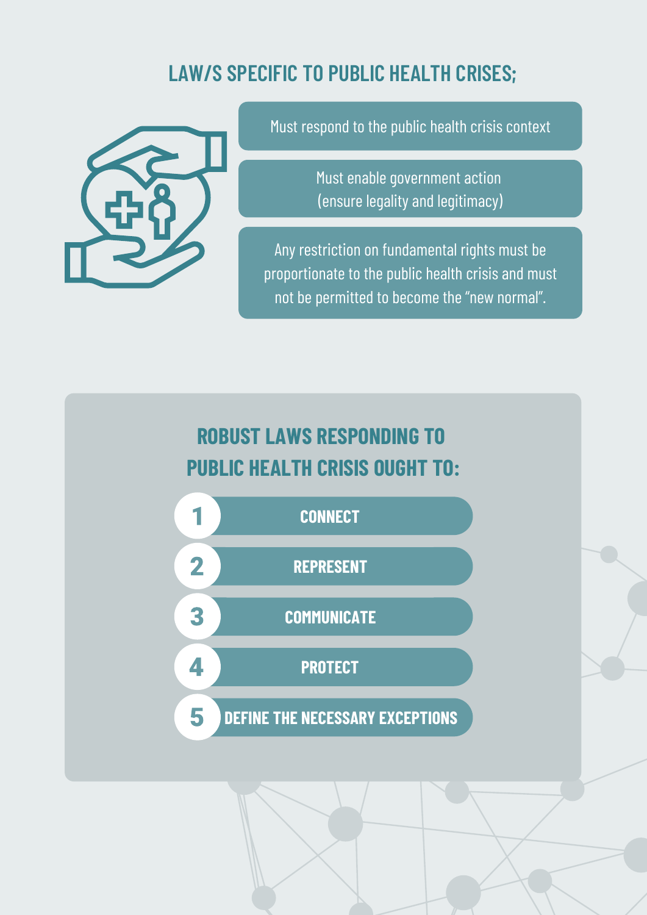## LAW/S SPECIFIC TO PUBLIC HEALTH CRISES;

- Must respond to the public health crisis context
- Must enable government action (ensure legality and legitimacy)
- Any restriction on fundamental rights must be proportionate to the public health crisis and must not be permitted to become the "new normal".

## ROBUST LAWS RESPONDING TO PUBLIC HEALTH CRISIS OUGHT TO:

1. CONNECT
2. REPRESENT
3. COMMUNICATE
4. PROTECT
5. DEFINE THE NECESSARY EXCEPTIONS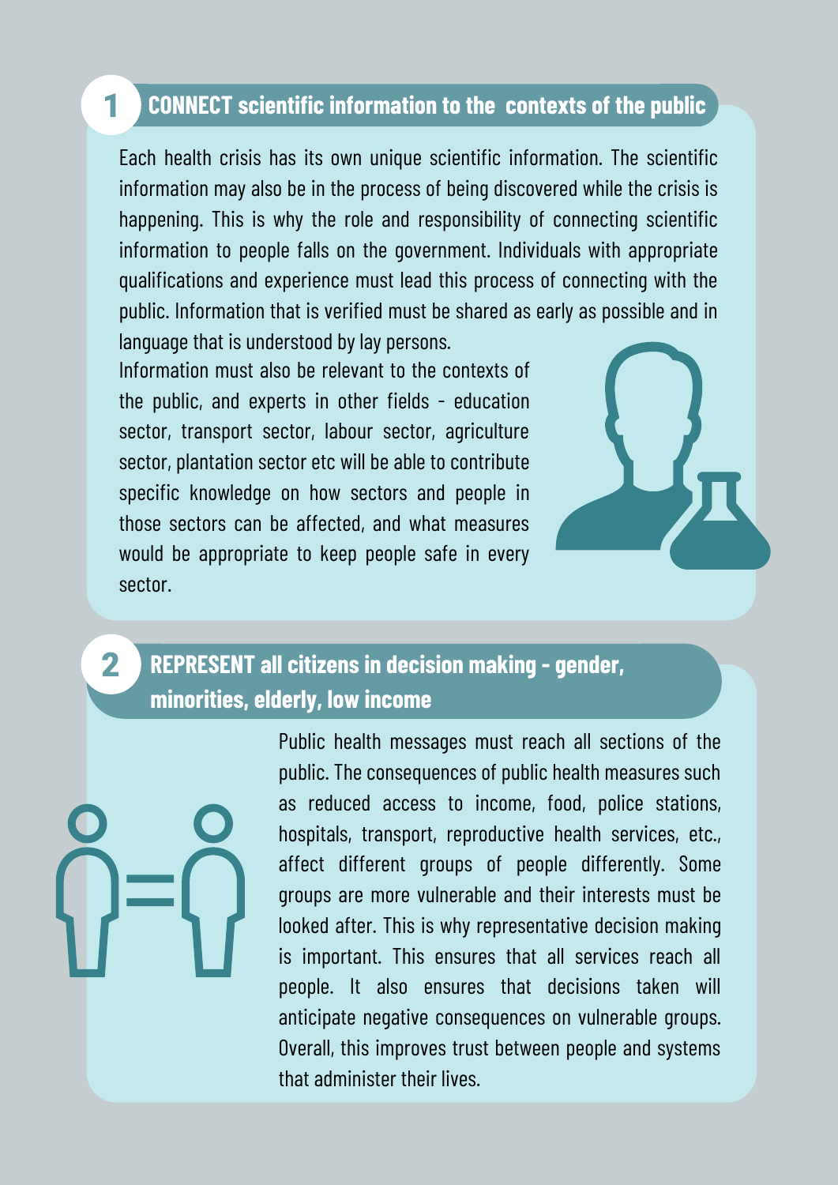## 1 CONNECT scientific information to the contexts of the public

Each health crisis has its own unique scientific information. The scientific information may also be in the process of being discovered while the crisis is happening. This is why the role and responsibility of connecting scientific information to people falls on the government. Individuals with appropriate qualifications and experience must lead this process of connecting with the public. Information that is verified must be shared as early as possible and in language that is understood by lay persons.

Information must also be relevant to the contexts of the public, and experts in other fields - education sector, transport sector, labour sector, agriculture sector, plantation sector etc will be able to contribute specific knowledge on how sectors and people in those sectors can be affected, and what measures would be appropriate to keep people safe in every sector.

## 2 REPRESENT all citizens in decision making - gender, minorities, elderly, low income

Public health messages must reach all sections of the public. The consequences of public health measures such as reduced access to income, food, police stations, hospitals, transport, reproductive health services, etc., affect different groups of people differently. Some groups are more vulnerable and their interests must be looked after. This is why representative decision making is important. This ensures that all services reach all people. It also ensures that decisions taken will anticipate negative consequences on vulnerable groups. Overall, this improves trust between people and systems that administer their lives.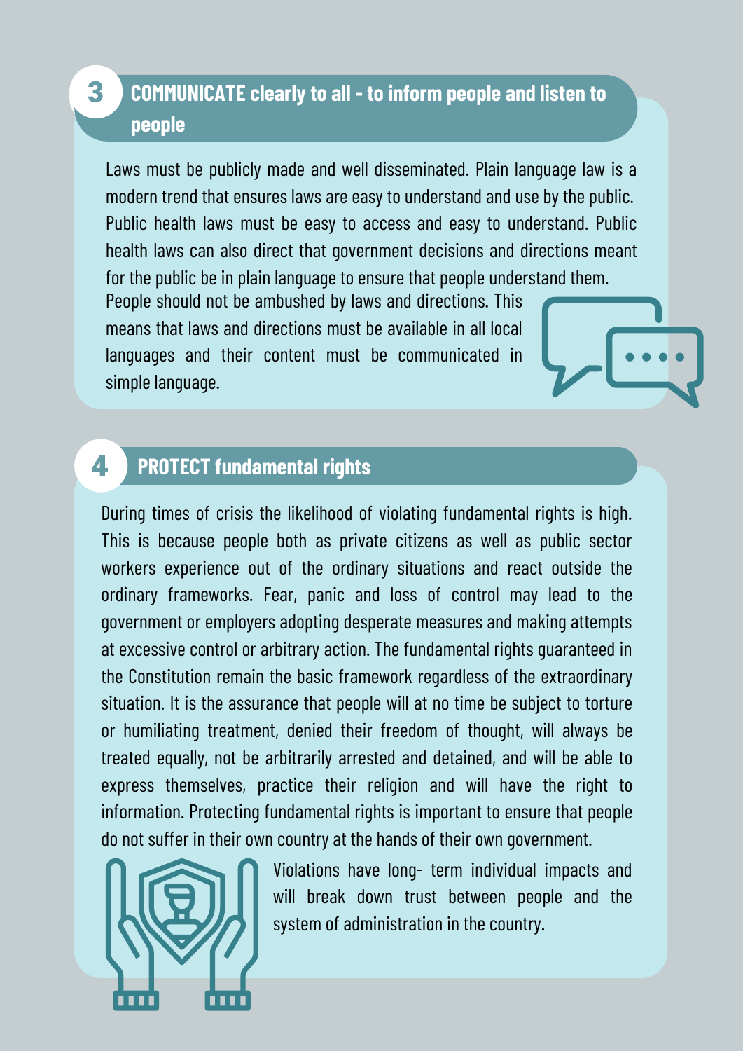## 3 COMMUNICATE clearly to all - to inform people and listen to people

Laws must be publicly made and well disseminated. Plain language law is a modern trend that ensures laws are easy to understand and use by the public. Public health laws must be easy to access and easy to understand. Public health laws can also direct that government decisions and directions meant for the public be in plain language to ensure that people understand them. People should not be ambushed by laws and directions. This means that laws and directions must be available in all local languages and their content must be communicated in simple language.

## 4 PROTECT fundamental rights

During times of crisis the likelihood of violating fundamental rights is high. This is because people both as private citizens as well as public sector workers experience out of the ordinary situations and react outside the ordinary frameworks. Fear, panic and loss of control may lead to the government or employers adopting desperate measures and making attempts at excessive control or arbitrary action. The fundamental rights guaranteed in the Constitution remain the basic framework regardless of the extraordinary situation. It is the assurance that people will at no time be subject to torture or humiliating treatment, denied their freedom of thought, will always be treated equally, not be arbitrarily arrested and detained, and will be able to express themselves, practice their religion and will have the right to information. Protecting fundamental rights is important to ensure that people do not suffer in their own country at the hands of their own government.

Violations have long- term individual impacts and will break down trust between people and the system of administration in the country.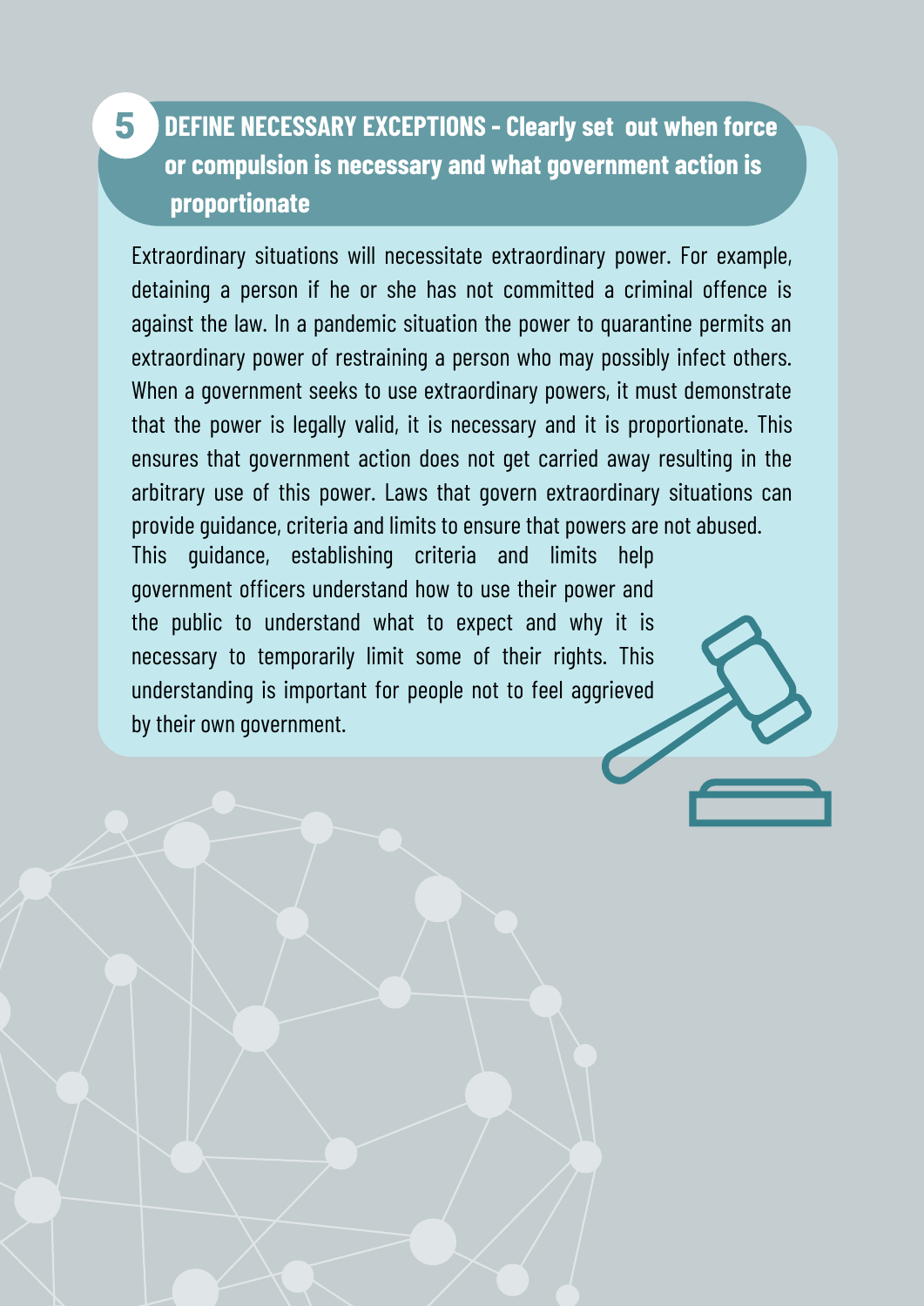## 5 DEFINE NECESSARY EXCEPTIONS - Clearly set out when force or compulsion is necessary and what government action is proportionate

Extraordinary situations will necessitate extraordinary power. For example, detaining a person if he or she has not committed a criminal offence is against the law. In a pandemic situation the power to quarantine permits an extraordinary power of restraining a person who may possibly infect others. When a government seeks to use extraordinary powers, it must demonstrate that the power is legally valid, it is necessary and it is proportionate. This ensures that government action does not get carried away resulting in the arbitrary use of this power. Laws that govern extraordinary situations can provide guidance, criteria and limits to ensure that powers are not abused. This guidance, establishing criteria and limits help government officers understand how to use their power and the public to understand what to expect and why it is necessary to temporarily limit some of their rights. This understanding is important for people not to feel aggrieved by their own government.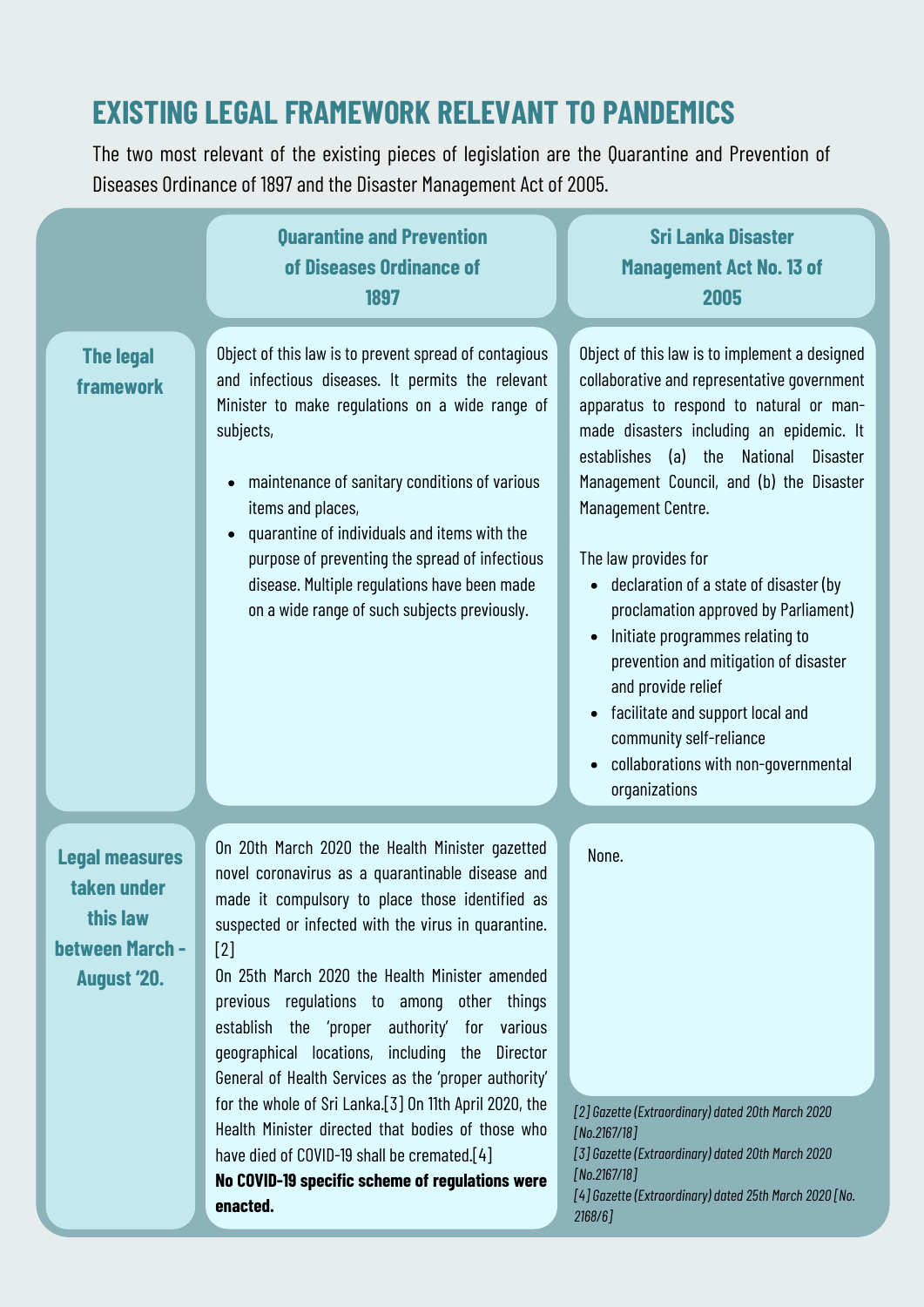# EXISTING LEGAL FRAMEWORK RELEVANT TO PANDEMICS

The two most relevant of the existing pieces of legislation are the Quarantine and Prevention of Diseases Ordinance of 1897 and the Disaster Management Act of 2005.

| | Quarantine and Prevention of Diseases Ordinance of 1897 | Sri Lanka Disaster Management Act No. 13 of 2005 |
|---|---|---|
| **The legal framework** | Object of this law is to prevent spread of contagious and infectious diseases. It permits the relevant Minister to make regulations on a wide range of subjects,<br>• maintenance of sanitary conditions of various items and places,<br>• quarantine of individuals and items with the purpose of preventing the spread of infectious disease. Multiple regulations have been made on a wide range of such subjects previously. | Object of this law is to implement a designed collaborative and representative government apparatus to respond to natural or man-made disasters including an epidemic. It establishes (a) the National Disaster Management Council, and (b) the Disaster Management Centre.<br><br>The law provides for<br>• declaration of a state of disaster (by proclamation approved by Parliament)<br>• Initiate programmes relating to prevention and mitigation of disaster and provide relief<br>• facilitate and support local and community self-reliance<br>• collaborations with non-governmental organizations |
| **Legal measures taken under this law between March - August '20.** | On 20th March 2020 the Health Minister gazetted novel coronavirus as a quarantinable disease and made it compulsory to place those identified as suspected or infected with the virus in quarantine.[2]<br>On 25th March 2020 the Health Minister amended previous regulations to among other things establish the 'proper authority' for various geographical locations, including the Director General of Health Services as the 'proper authority' for the whole of Sri Lanka.[3] On 11th April 2020, the Health Minister directed that bodies of those who have died of COVID-19 shall be cremated.[4]<br>**No COVID-19 specific scheme of regulations were enacted.** | None. |

*[2] Gazette (Extraordinary) dated 20th March 2020 [No.2167/18]*

*[3] Gazette (Extraordinary) dated 20th March 2020 [No.2167/18]*

*[4] Gazette (Extraordinary) dated 25th March 2020 [No. 2168/6]*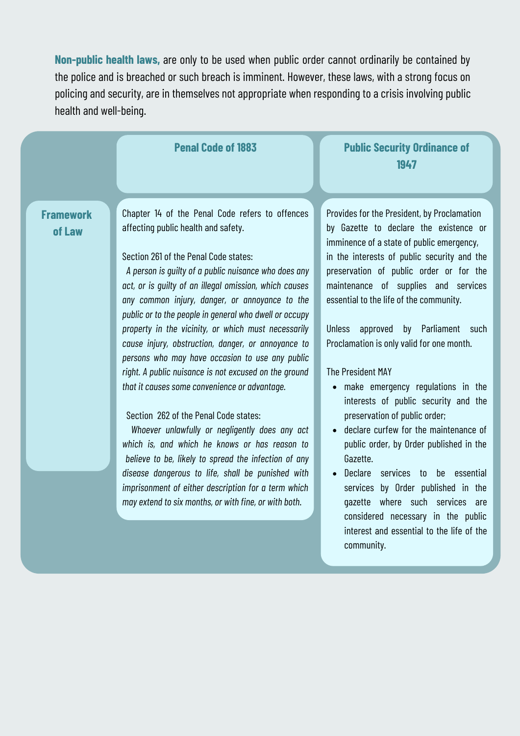**Non-public health laws,** are only to be used when public order cannot ordinarily be contained by the police and is breached or such breach is imminent. However, these laws, with a strong focus on policing and security, are in themselves not appropriate when responding to a crisis involving public health and well-being.

| | Penal Code of 1883 | Public Security Ordinance of 1947 |
|---|---|---|
| **Framework of Law** | Chapter 14 of the Penal Code refers to offences affecting public health and safety.<br><br>Section 261 of the Penal Code states:<br>*A person is guilty of a public nuisance who does any act, or is guilty of an illegal omission, which causes any common injury, danger, or annoyance to the public or to the people in general who dwell or occupy property in the vicinity, or which must necessarily cause injury, obstruction, danger, or annoyance to persons who may have occasion to use any public right. A public nuisance is not excused on the ground that it causes some convenience or advantage.*<br><br>Section 262 of the Penal Code states:<br>*Whoever unlawfully or negligently does any act which is, and which he knows or has reason to believe to be, likely to spread the infection of any disease dangerous to life, shall be punished with imprisonment of either description for a term which may extend to six months, or with fine, or with both.* | Provides for the President, by Proclamation by Gazette to declare the existence or imminence of a state of public emergency, in the interests of public security and the preservation of public order or for the maintenance of supplies and services essential to the life of the community.<br><br>Unless approved by Parliament such Proclamation is only valid for one month.<br><br>The President MAY<br>• make emergency regulations in the interests of public security and the preservation of public order;<br>• declare curfew for the maintenance of public order, by Order published in the Gazette.<br>• Declare services to be essential services by Order published in the gazette where such services are considered necessary in the public interest and essential to the life of the community. |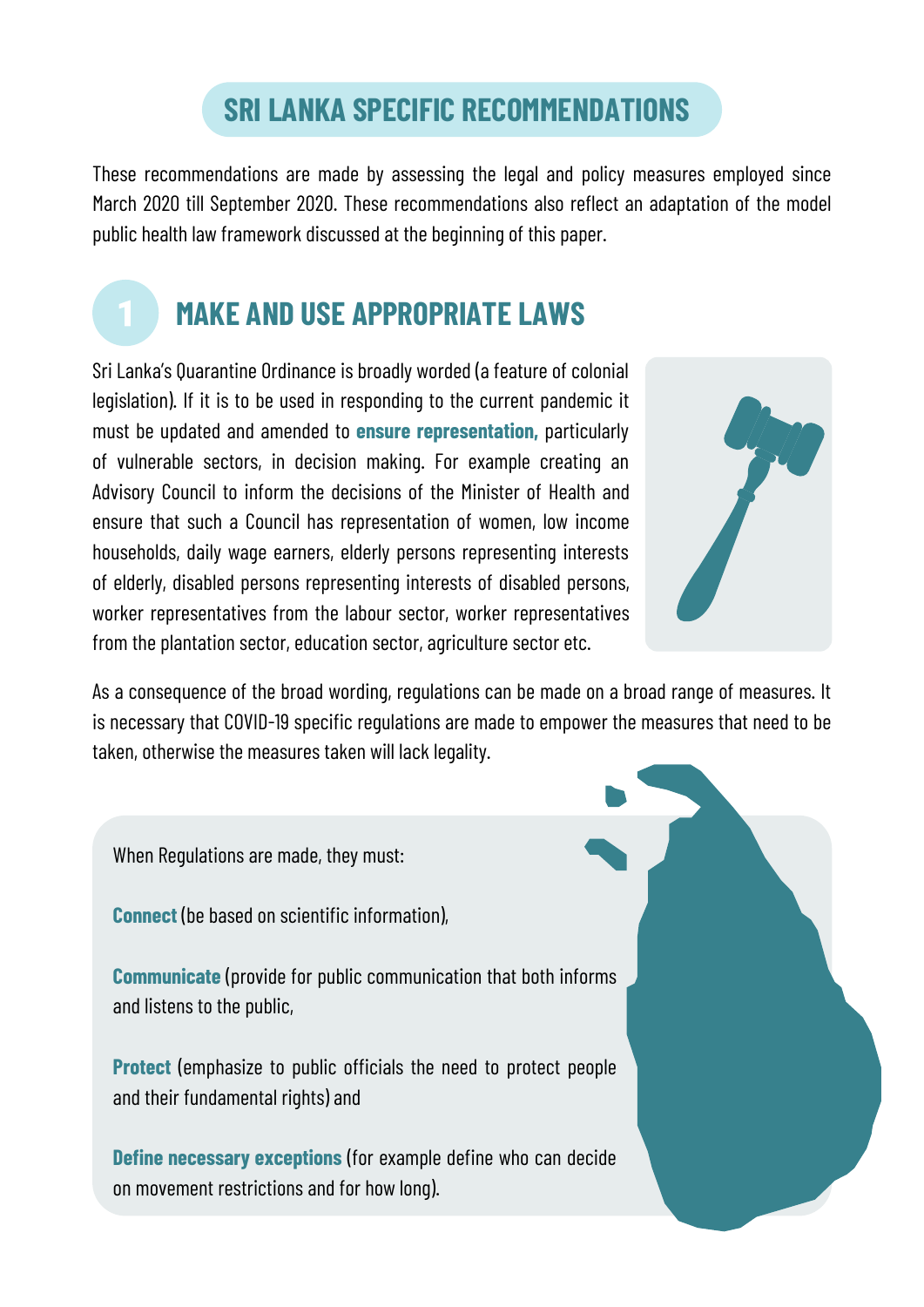# SRI LANKA SPECIFIC RECOMMENDATIONS

These recommendations are made by assessing the legal and policy measures employed since March 2020 till September 2020. These recommendations also reflect an adaptation of the model public health law framework discussed at the beginning of this paper.

## 1 MAKE AND USE APPROPRIATE LAWS

Sri Lanka's Quarantine Ordinance is broadly worded (a feature of colonial legislation). If it is to be used in responding to the current pandemic it must be updated and amended to **ensure representation,** particularly of vulnerable sectors, in decision making. For example creating an Advisory Council to inform the decisions of the Minister of Health and ensure that such a Council has representation of women, low income households, daily wage earners, elderly persons representing interests of elderly, disabled persons representing interests of disabled persons, worker representatives from the labour sector, worker representatives from the plantation sector, education sector, agriculture sector etc.

As a consequence of the broad wording, regulations can be made on a broad range of measures. It is necessary that COVID-19 specific regulations are made to empower the measures that need to be taken, otherwise the measures taken will lack legality.

When Regulations are made, they must:

**Connect** (be based on scientific information),

**Communicate** (provide for public communication that both informs and listens to the public,

**Protect** (emphasize to public officials the need to protect people and their fundamental rights) and

**Define necessary exceptions** (for example define who can decide on movement restrictions and for how long).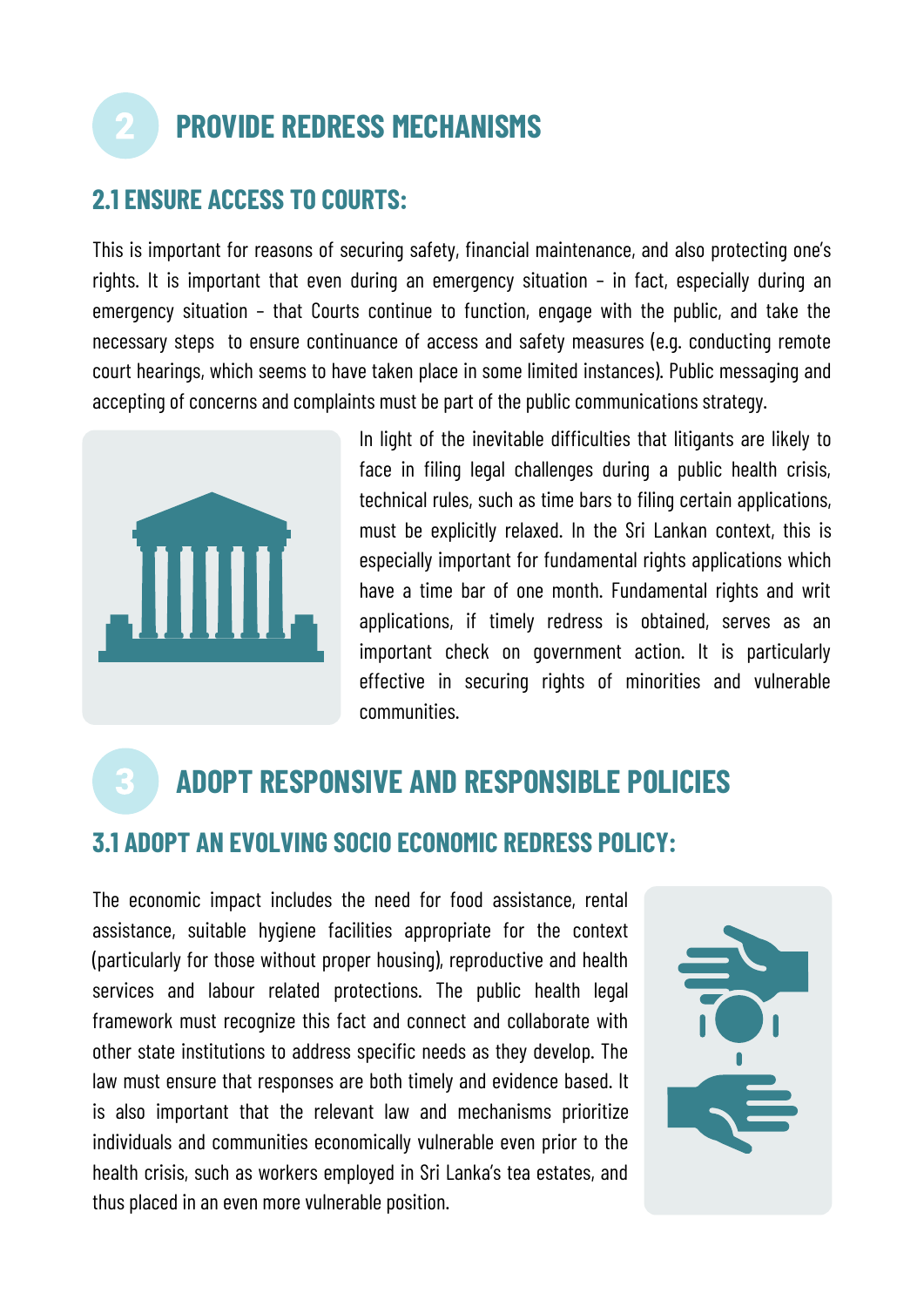## 2 PROVIDE REDRESS MECHANISMS

### 2.1 ENSURE ACCESS TO COURTS:

This is important for reasons of securing safety, financial maintenance, and also protecting one's rights. It is important that even during an emergency situation – in fact, especially during an emergency situation – that Courts continue to function, engage with the public, and take the necessary steps to ensure continuance of access and safety measures (e.g. conducting remote court hearings, which seems to have taken place in some limited instances). Public messaging and accepting of concerns and complaints must be part of the public communications strategy.

In light of the inevitable difficulties that litigants are likely to face in filing legal challenges during a public health crisis, technical rules, such as time bars to filing certain applications, must be explicitly relaxed. In the Sri Lankan context, this is especially important for fundamental rights applications which have a time bar of one month. Fundamental rights and writ applications, if timely redress is obtained, serves as an important check on government action. It is particularly effective in securing rights of minorities and vulnerable communities.

## 3 ADOPT RESPONSIVE AND RESPONSIBLE POLICIES

### 3.1 ADOPT AN EVOLVING SOCIO ECONOMIC REDRESS POLICY:

The economic impact includes the need for food assistance, rental assistance, suitable hygiene facilities appropriate for the context (particularly for those without proper housing), reproductive and health services and labour related protections. The public health legal framework must recognize this fact and connect and collaborate with other state institutions to address specific needs as they develop. The law must ensure that responses are both timely and evidence based. It is also important that the relevant law and mechanisms prioritize individuals and communities economically vulnerable even prior to the health crisis, such as workers employed in Sri Lanka's tea estates, and thus placed in an even more vulnerable position.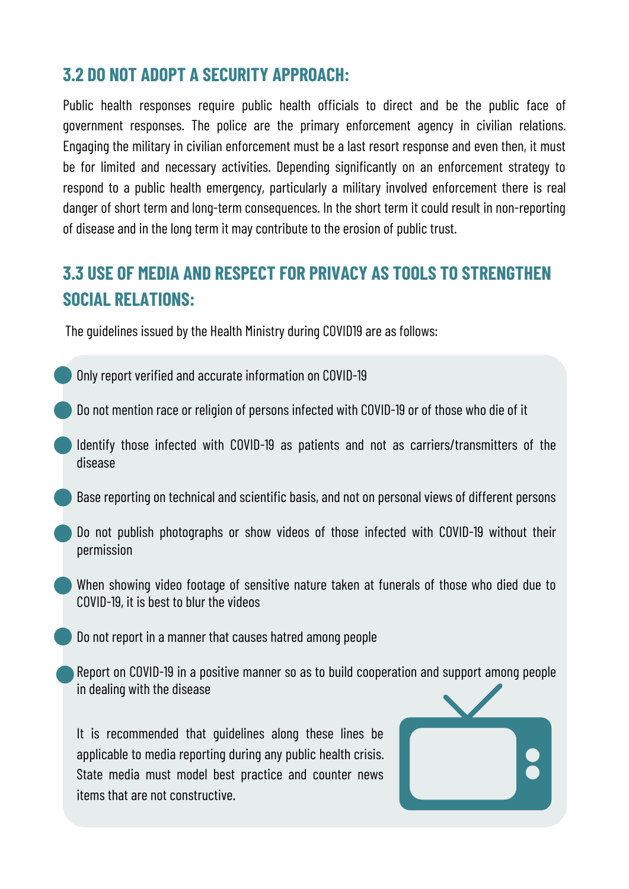### 3.2 DO NOT ADOPT A SECURITY APPROACH:

Public health responses require public health officials to direct and be the public face of government responses. The police are the primary enforcement agency in civilian relations. Engaging the military in civilian enforcement must be a last resort response and even then, it must be for limited and necessary activities. Depending significantly on an enforcement strategy to respond to a public health emergency, particularly a military involved enforcement there is real danger of short term and long-term consequences. In the short term it could result in non-reporting of disease and in the long term it may contribute to the erosion of public trust.

### 3.3 USE OF MEDIA AND RESPECT FOR PRIVACY AS TOOLS TO STRENGTHEN SOCIAL RELATIONS:

The guidelines issued by the Health Ministry during COVID19 are as follows:

- Only report verified and accurate information on COVID-19
- Do not mention race or religion of persons infected with COVID-19 or of those who die of it
- Identify those infected with COVID-19 as patients and not as carriers/transmitters of the disease
- Base reporting on technical and scientific basis, and not on personal views of different persons
- Do not publish photographs or show videos of those infected with COVID-19 without their permission
- When showing video footage of sensitive nature taken at funerals of those who died due to COVID-19, it is best to blur the videos
- Do not report in a manner that causes hatred among people
- Report on COVID-19 in a positive manner so as to build cooperation and support among people in dealing with the disease

It is recommended that guidelines along these lines be applicable to media reporting during any public health crisis. State media must model best practice and counter news items that are not constructive.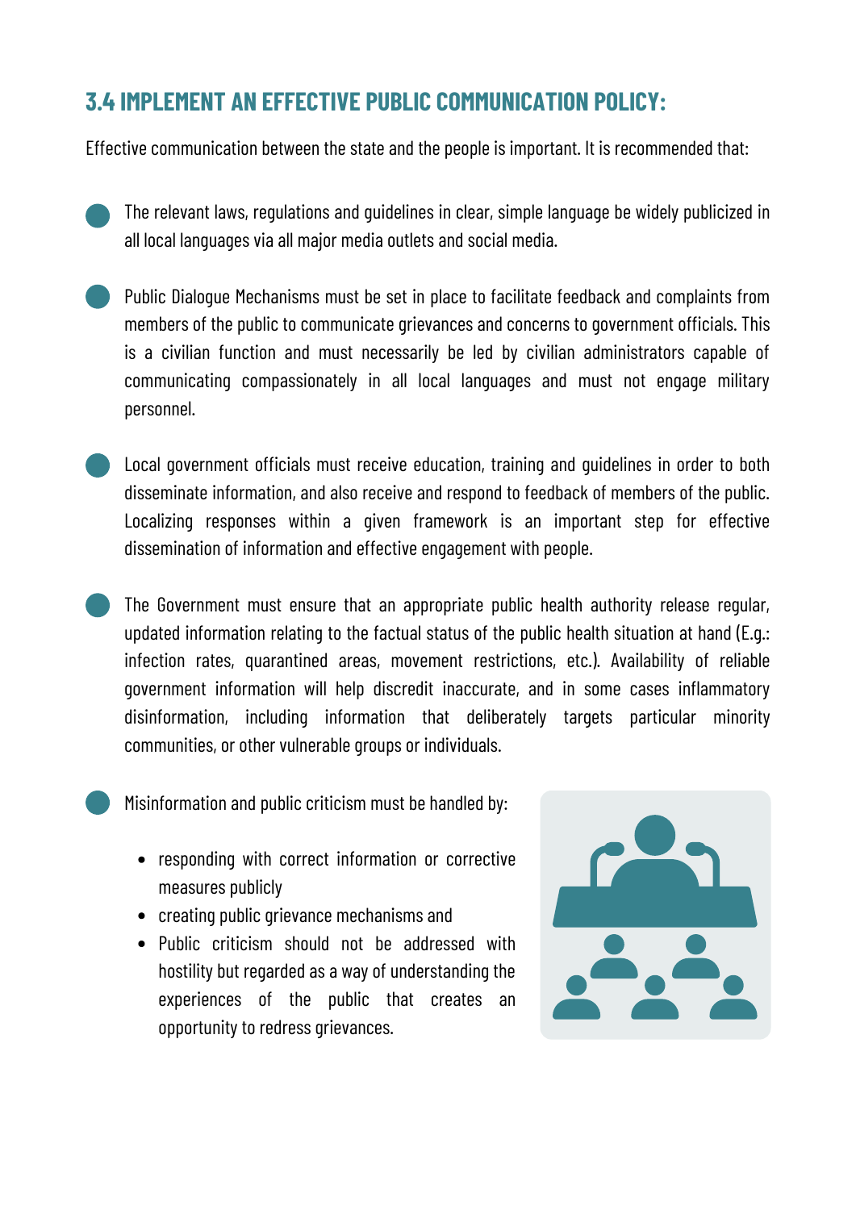## 3.4 IMPLEMENT AN EFFECTIVE PUBLIC COMMUNICATION POLICY:

Effective communication between the state and the people is important. It is recommended that:

- The relevant laws, regulations and guidelines in clear, simple language be widely publicized in all local languages via all major media outlets and social media.

- Public Dialogue Mechanisms must be set in place to facilitate feedback and complaints from members of the public to communicate grievances and concerns to government officials. This is a civilian function and must necessarily be led by civilian administrators capable of communicating compassionately in all local languages and must not engage military personnel.

- Local government officials must receive education, training and guidelines in order to both disseminate information, and also receive and respond to feedback of members of the public. Localizing responses within a given framework is an important step for effective dissemination of information and effective engagement with people.

- The Government must ensure that an appropriate public health authority release regular, updated information relating to the factual status of the public health situation at hand (E.g.: infection rates, quarantined areas, movement restrictions, etc.). Availability of reliable government information will help discredit inaccurate, and in some cases inflammatory disinformation, including information that deliberately targets particular minority communities, or other vulnerable groups or individuals.

- Misinformation and public criticism must be handled by:
  - responding with correct information or corrective measures publicly
  - creating public grievance mechanisms and
  - Public criticism should not be addressed with hostility but regarded as a way of understanding the experiences of the public that creates an opportunity to redress grievances.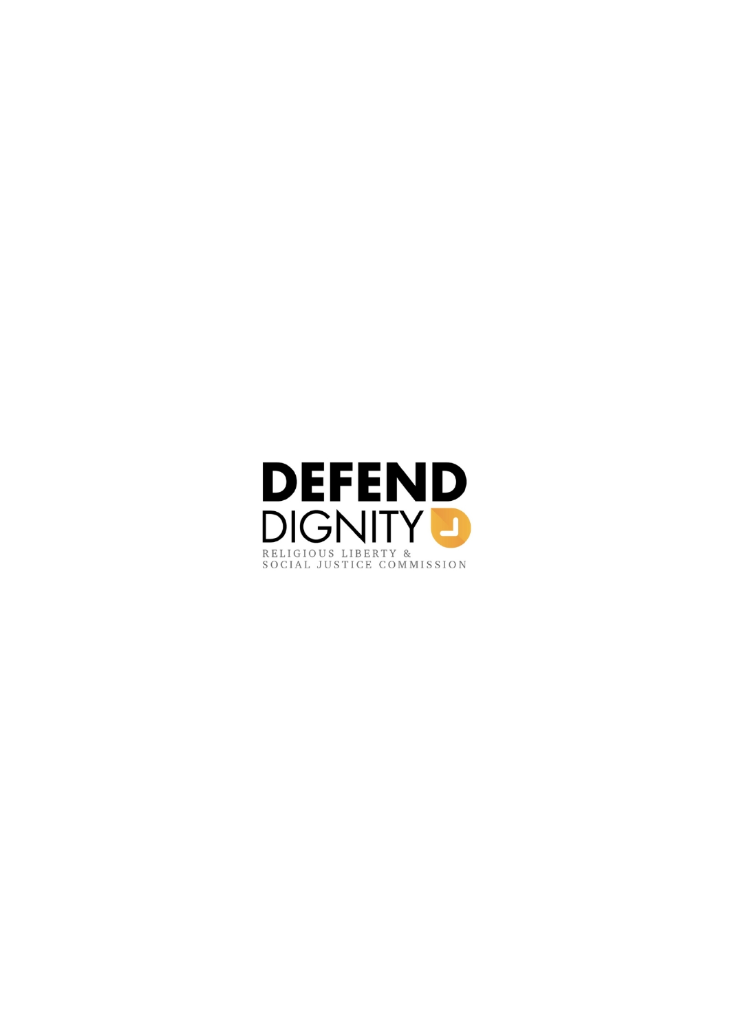DEFEND

DIGNITY

RELIGIOUS LIBERTY &
SOCIAL JUSTICE COMMISSION